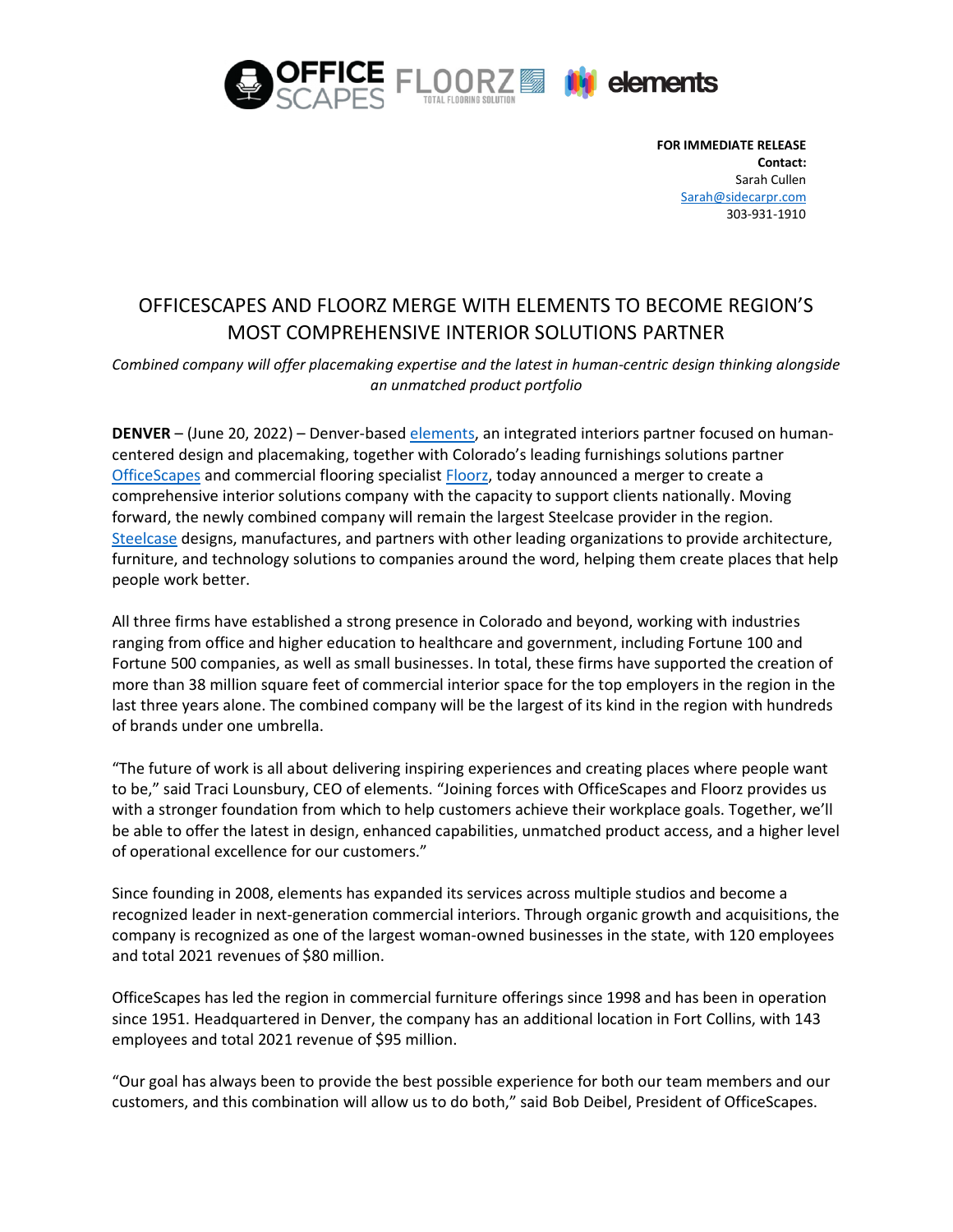**FOR IMMEDIATE RELEASE**
**Contact:**
Sarah Cullen
Sarah@sidecarpr.com
303-931-1910

# OFFICESCAPES AND FLOORZ MERGE WITH ELEMENTS TO BECOME REGION'S MOST COMPREHENSIVE INTERIOR SOLUTIONS PARTNER

*Combined company will offer placemaking expertise and the latest in human-centric design thinking alongside an unmatched product portfolio*

**DENVER** – (June 20, 2022) – Denver-based elements, an integrated interiors partner focused on human-centered design and placemaking, together with Colorado's leading furnishings solutions partner OfficeScapes and commercial flooring specialist Floorz, today announced a merger to create a comprehensive interior solutions company with the capacity to support clients nationally. Moving forward, the newly combined company will remain the largest Steelcase provider in the region. Steelcase designs, manufactures, and partners with other leading organizations to provide architecture, furniture, and technology solutions to companies around the word, helping them create places that help people work better.

All three firms have established a strong presence in Colorado and beyond, working with industries ranging from office and higher education to healthcare and government, including Fortune 100 and Fortune 500 companies, as well as small businesses. In total, these firms have supported the creation of more than 38 million square feet of commercial interior space for the top employers in the region in the last three years alone. The combined company will be the largest of its kind in the region with hundreds of brands under one umbrella.

"The future of work is all about delivering inspiring experiences and creating places where people want to be," said Traci Lounsbury, CEO of elements. "Joining forces with OfficeScapes and Floorz provides us with a stronger foundation from which to help customers achieve their workplace goals. Together, we'll be able to offer the latest in design, enhanced capabilities, unmatched product access, and a higher level of operational excellence for our customers."

Since founding in 2008, elements has expanded its services across multiple studios and become a recognized leader in next-generation commercial interiors. Through organic growth and acquisitions, the company is recognized as one of the largest woman-owned businesses in the state, with 120 employees and total 2021 revenues of $80 million.

OfficeScapes has led the region in commercial furniture offerings since 1998 and has been in operation since 1951. Headquartered in Denver, the company has an additional location in Fort Collins, with 143 employees and total 2021 revenue of $95 million.

"Our goal has always been to provide the best possible experience for both our team members and our customers, and this combination will allow us to do both," said Bob Deibel, President of OfficeScapes.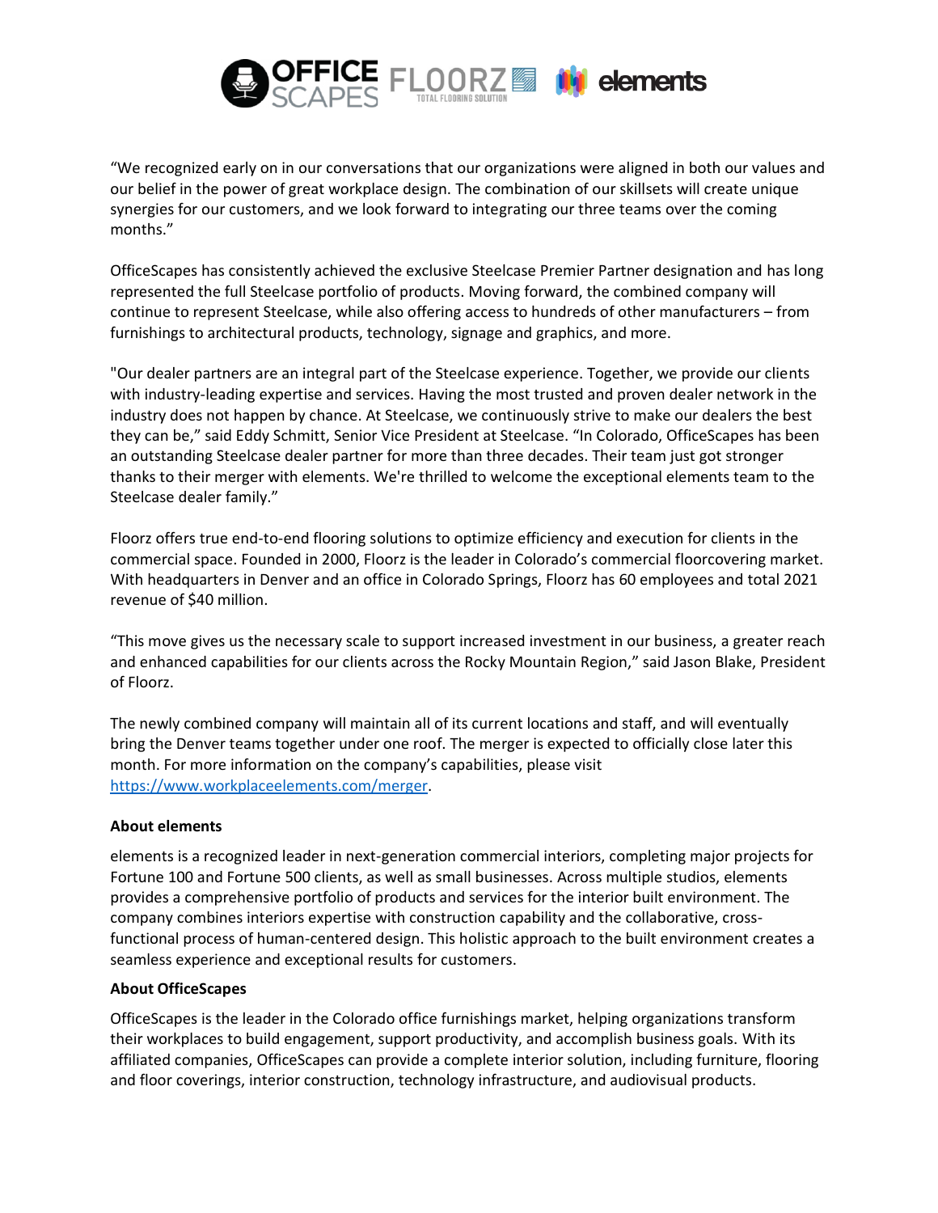"We recognized early on in our conversations that our organizations were aligned in both our values and our belief in the power of great workplace design. The combination of our skillsets will create unique synergies for our customers, and we look forward to integrating our three teams over the coming months."

OfficeScapes has consistently achieved the exclusive Steelcase Premier Partner designation and has long represented the full Steelcase portfolio of products. Moving forward, the combined company will continue to represent Steelcase, while also offering access to hundreds of other manufacturers – from furnishings to architectural products, technology, signage and graphics, and more.

"Our dealer partners are an integral part of the Steelcase experience. Together, we provide our clients with industry-leading expertise and services. Having the most trusted and proven dealer network in the industry does not happen by chance. At Steelcase, we continuously strive to make our dealers the best they can be," said Eddy Schmitt, Senior Vice President at Steelcase. "In Colorado, OfficeScapes has been an outstanding Steelcase dealer partner for more than three decades. Their team just got stronger thanks to their merger with elements. We're thrilled to welcome the exceptional elements team to the Steelcase dealer family."

Floorz offers true end-to-end flooring solutions to optimize efficiency and execution for clients in the commercial space. Founded in 2000, Floorz is the leader in Colorado's commercial floorcovering market. With headquarters in Denver and an office in Colorado Springs, Floorz has 60 employees and total 2021 revenue of $40 million.

"This move gives us the necessary scale to support increased investment in our business, a greater reach and enhanced capabilities for our clients across the Rocky Mountain Region," said Jason Blake, President of Floorz.

The newly combined company will maintain all of its current locations and staff, and will eventually bring the Denver teams together under one roof. The merger is expected to officially close later this month. For more information on the company's capabilities, please visit [https://www.workplaceelements.com/merger](https://www.workplaceelements.com/merger).

**About elements**

elements is a recognized leader in next-generation commercial interiors, completing major projects for Fortune 100 and Fortune 500 clients, as well as small businesses. Across multiple studios, elements provides a comprehensive portfolio of products and services for the interior built environment. The company combines interiors expertise with construction capability and the collaborative, cross-functional process of human-centered design. This holistic approach to the built environment creates a seamless experience and exceptional results for customers.

**About OfficeScapes**

OfficeScapes is the leader in the Colorado office furnishings market, helping organizations transform their workplaces to build engagement, support productivity, and accomplish business goals. With its affiliated companies, OfficeScapes can provide a complete interior solution, including furniture, flooring and floor coverings, interior construction, technology infrastructure, and audiovisual products.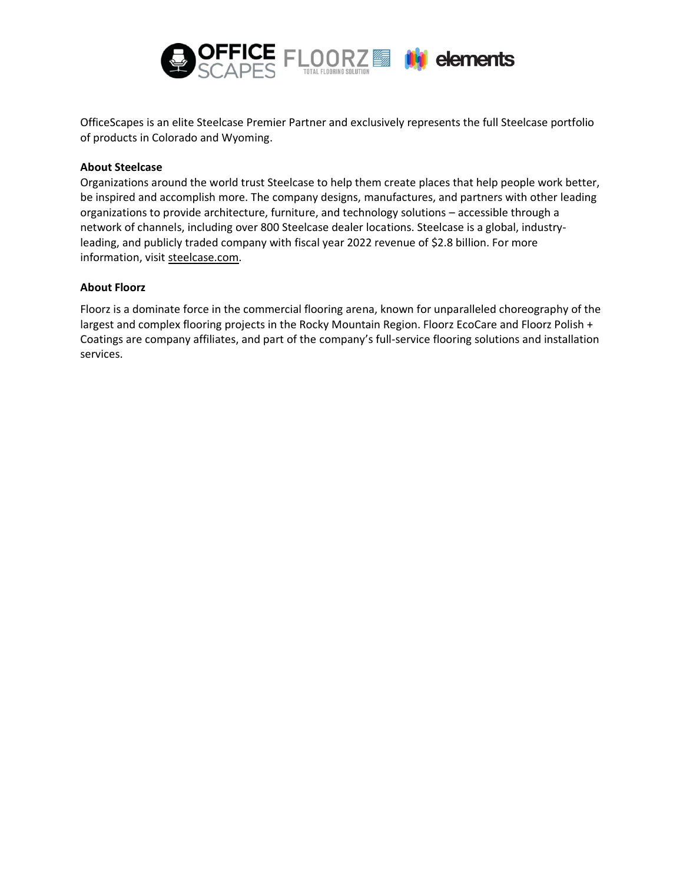OfficeScapes is an elite Steelcase Premier Partner and exclusively represents the full Steelcase portfolio of products in Colorado and Wyoming.

**About Steelcase**

Organizations around the world trust Steelcase to help them create places that help people work better, be inspired and accomplish more. The company designs, manufactures, and partners with other leading organizations to provide architecture, furniture, and technology solutions – accessible through a network of channels, including over 800 Steelcase dealer locations. Steelcase is a global, industry-leading, and publicly traded company with fiscal year 2022 revenue of $2.8 billion. For more information, visit steelcase.com.

**About Floorz**

Floorz is a dominate force in the commercial flooring arena, known for unparalleled choreography of the largest and complex flooring projects in the Rocky Mountain Region. Floorz EcoCare and Floorz Polish + Coatings are company affiliates, and part of the company's full-service flooring solutions and installation services.